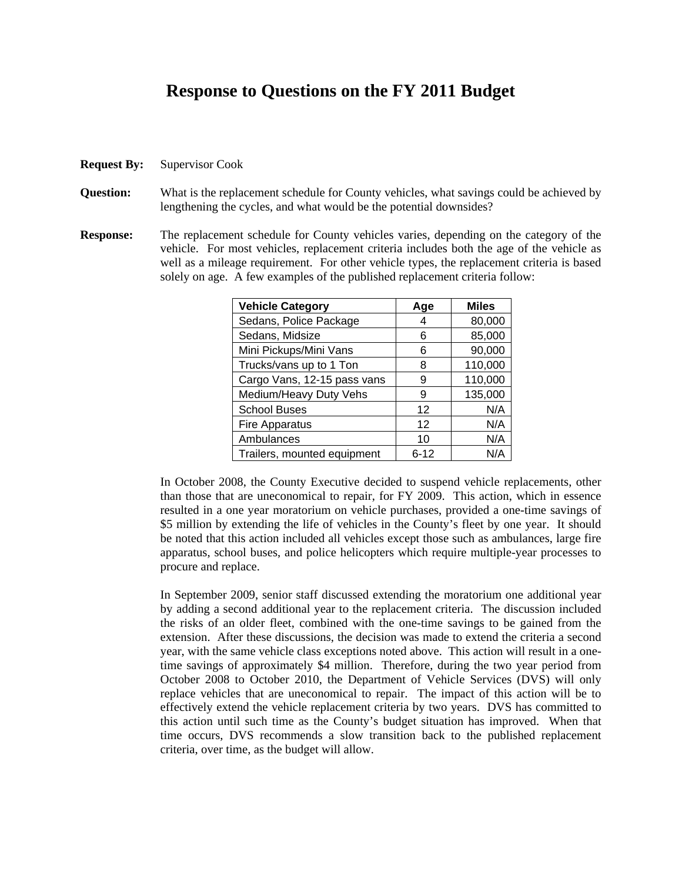# Response to Questions on the FY 2011 Budget

**Request By:** Supervisor Cook

**Question:** What is the replacement schedule for County vehicles, what savings could be achieved by lengthening the cycles, and what would be the potential downsides?

**Response:** The replacement schedule for County vehicles varies, depending on the category of the vehicle. For most vehicles, replacement criteria includes both the age of the vehicle as well as a mileage requirement. For other vehicle types, the replacement criteria is based solely on age. A few examples of the published replacement criteria follow:

| Vehicle Category | Age | Miles |
|---|---|---|
| Sedans, Police Package | 4 | 80,000 |
| Sedans, Midsize | 6 | 85,000 |
| Mini Pickups/Mini Vans | 6 | 90,000 |
| Trucks/vans up to 1 Ton | 8 | 110,000 |
| Cargo Vans, 12-15 pass vans | 9 | 110,000 |
| Medium/Heavy Duty Vehs | 9 | 135,000 |
| School Buses | 12 | N/A |
| Fire Apparatus | 12 | N/A |
| Ambulances | 10 | N/A |
| Trailers, mounted equipment | 6-12 | N/A |

In October 2008, the County Executive decided to suspend vehicle replacements, other than those that are uneconomical to repair, for FY 2009. This action, which in essence resulted in a one year moratorium on vehicle purchases, provided a one-time savings of $5 million by extending the life of vehicles in the County's fleet by one year. It should be noted that this action included all vehicles except those such as ambulances, large fire apparatus, school buses, and police helicopters which require multiple-year processes to procure and replace.

In September 2009, senior staff discussed extending the moratorium one additional year by adding a second additional year to the replacement criteria. The discussion included the risks of an older fleet, combined with the one-time savings to be gained from the extension. After these discussions, the decision was made to extend the criteria a second year, with the same vehicle class exceptions noted above. This action will result in a one-time savings of approximately $4 million. Therefore, during the two year period from October 2008 to October 2010, the Department of Vehicle Services (DVS) will only replace vehicles that are uneconomical to repair. The impact of this action will be to effectively extend the vehicle replacement criteria by two years. DVS has committed to this action until such time as the County's budget situation has improved. When that time occurs, DVS recommends a slow transition back to the published replacement criteria, over time, as the budget will allow.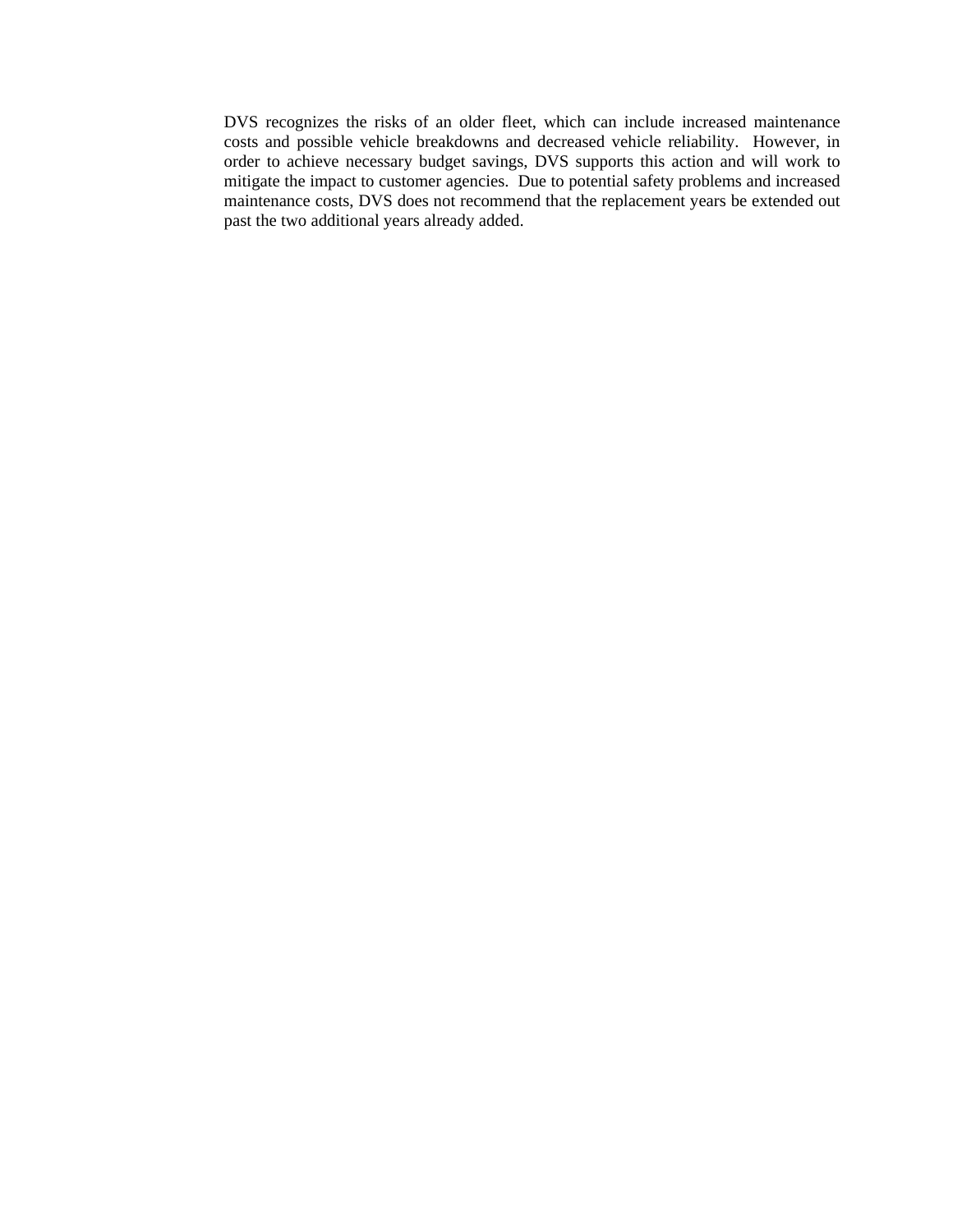DVS recognizes the risks of an older fleet, which can include increased maintenance costs and possible vehicle breakdowns and decreased vehicle reliability. However, in order to achieve necessary budget savings, DVS supports this action and will work to mitigate the impact to customer agencies. Due to potential safety problems and increased maintenance costs, DVS does not recommend that the replacement years be extended out past the two additional years already added.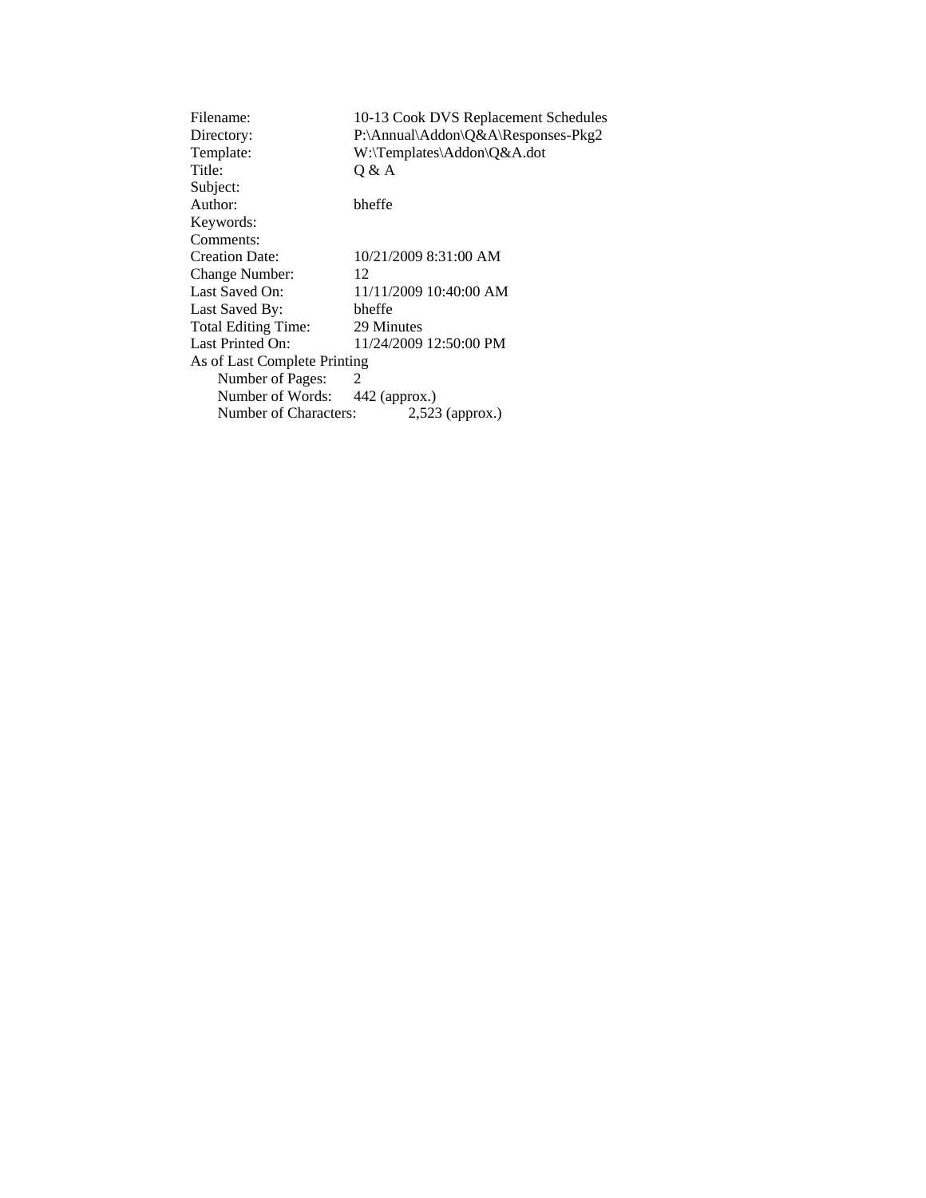| | |
|---|---|
| Filename: | 10-13 Cook DVS Replacement Schedules |
| Directory: | P:\Annual\Addon\Q&A\Responses-Pkg2 |
| Template: | W:\Templates\Addon\Q&A.dot |
| Title: | Q & A |
| Subject: | |
| Author: | bheffe |
| Keywords: | |
| Comments: | |
| Creation Date: | 10/21/2009 8:31:00 AM |
| Change Number: | 12 |
| Last Saved On: | 11/11/2009 10:40:00 AM |
| Last Saved By: | bheffe |
| Total Editing Time: | 29 Minutes |
| Last Printed On: | 11/24/2009 12:50:00 PM |

As of Last Complete Printing

| | |
|---|---|
| Number of Pages: | 2 |
| Number of Words: | 442 (approx.) |
| Number of Characters: | 2,523 (approx.) |